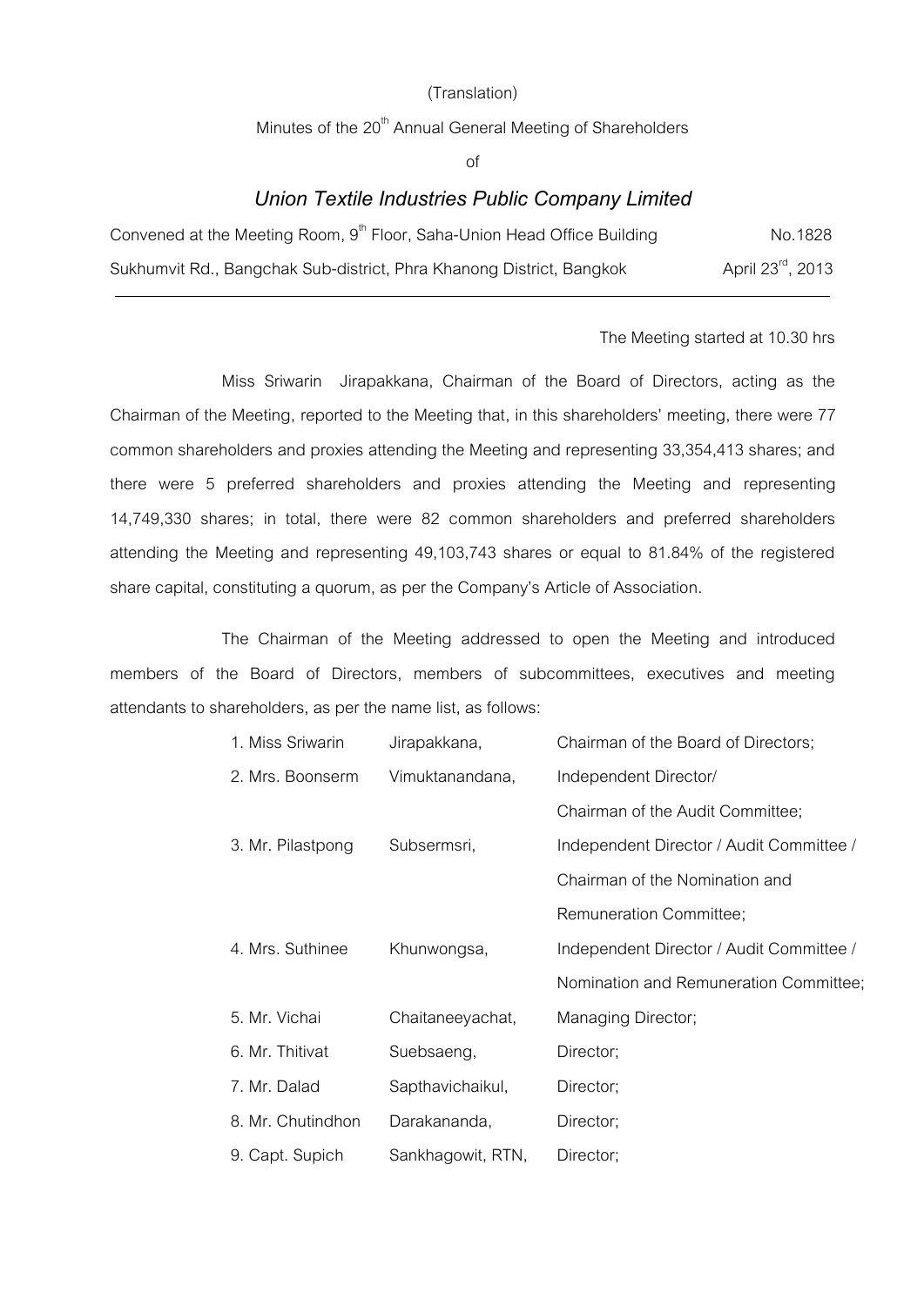(Translation)

Minutes of the 20th Annual General Meeting of Shareholders

of

## *Union Textile Industries Public Company Limited*

| Convened at the Meeting Room, 9th Floor, Saha-Union Head Office Building | No.1828 |
| --- | --- |
| Sukhumvit Rd., Bangchak Sub-district, Phra Khanong District, Bangkok | April 23rd, 2013 |

---

The Meeting started at 10.30 hrs

Miss Sriwarin Jirapakkana, Chairman of the Board of Directors, acting as the Chairman of the Meeting, reported to the Meeting that, in this shareholders' meeting, there were 77 common shareholders and proxies attending the Meeting and representing 33,354,413 shares; and there were 5 preferred shareholders and proxies attending the Meeting and representing 14,749,330 shares; in total, there were 82 common shareholders and preferred shareholders attending the Meeting and representing 49,103,743 shares or equal to 81.84% of the registered share capital, constituting a quorum, as per the Company's Article of Association.

The Chairman of the Meeting addressed to open the Meeting and introduced members of the Board of Directors, members of subcommittees, executives and meeting attendants to shareholders, as per the name list, as follows:

| | | |
| --- | --- | --- |
| 1. Miss Sriwarin | Jirapakkana, | Chairman of the Board of Directors; |
| 2. Mrs. Boonserm | Vimuktanandana, | Independent Director/ Chairman of the Audit Committee; |
| 3. Mr. Pilastpong | Subsermsri, | Independent Director / Audit Committee / Chairman of the Nomination and Remuneration Committee; |
| 4. Mrs. Suthinee | Khunwongsa, | Independent Director / Audit Committee / Nomination and Remuneration Committee; |
| 5. Mr. Vichai | Chaitaneeyachat, | Managing Director; |
| 6. Mr. Thitivat | Suebsaeng, | Director; |
| 7. Mr. Dalad | Sapthavichaikul, | Director; |
| 8. Mr. Chutindhon | Darakananda, | Director; |
| 9. Capt. Supich | Sankhagowit, RTN, | Director; |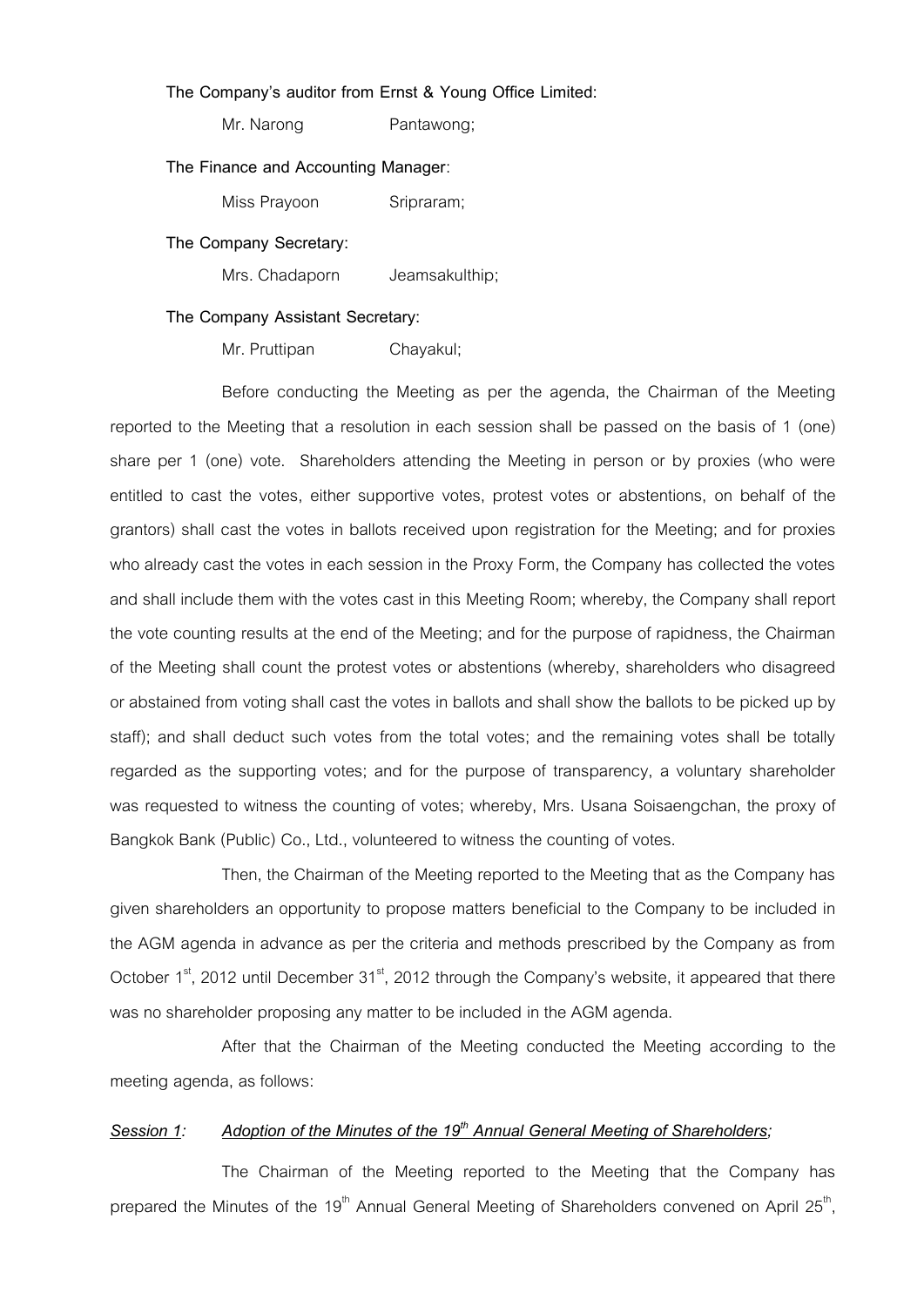**The Company's auditor from Ernst & Young Office Limited:**

Mr. Narong Pantawong;

**The Finance and Accounting Manager:**

Miss Prayoon Sripraram;

**The Company Secretary:**

Mrs. Chadaporn Jeamsakulthip;

**The Company Assistant Secretary:**

Mr. Pruttipan Chayakul;

Before conducting the Meeting as per the agenda, the Chairman of the Meeting reported to the Meeting that a resolution in each session shall be passed on the basis of 1 (one) share per 1 (one) vote. Shareholders attending the Meeting in person or by proxies (who were entitled to cast the votes, either supportive votes, protest votes or abstentions, on behalf of the grantors) shall cast the votes in ballots received upon registration for the Meeting; and for proxies who already cast the votes in each session in the Proxy Form, the Company has collected the votes and shall include them with the votes cast in this Meeting Room; whereby, the Company shall report the vote counting results at the end of the Meeting; and for the purpose of rapidness, the Chairman of the Meeting shall count the protest votes or abstentions (whereby, shareholders who disagreed or abstained from voting shall cast the votes in ballots and shall show the ballots to be picked up by staff); and shall deduct such votes from the total votes; and the remaining votes shall be totally regarded as the supporting votes; and for the purpose of transparency, a voluntary shareholder was requested to witness the counting of votes; whereby, Mrs. Usana Soisaengchan, the proxy of Bangkok Bank (Public) Co., Ltd., volunteered to witness the counting of votes.

Then, the Chairman of the Meeting reported to the Meeting that as the Company has given shareholders an opportunity to propose matters beneficial to the Company to be included in the AGM agenda in advance as per the criteria and methods prescribed by the Company as from October 1st, 2012 until December 31st, 2012 through the Company's website, it appeared that there was no shareholder proposing any matter to be included in the AGM agenda.

After that the Chairman of the Meeting conducted the Meeting according to the meeting agenda, as follows:

***Session 1:*** ***Adoption of the Minutes of the 19th Annual General Meeting of Shareholders;***

The Chairman of the Meeting reported to the Meeting that the Company has prepared the Minutes of the 19th Annual General Meeting of Shareholders convened on April 25th,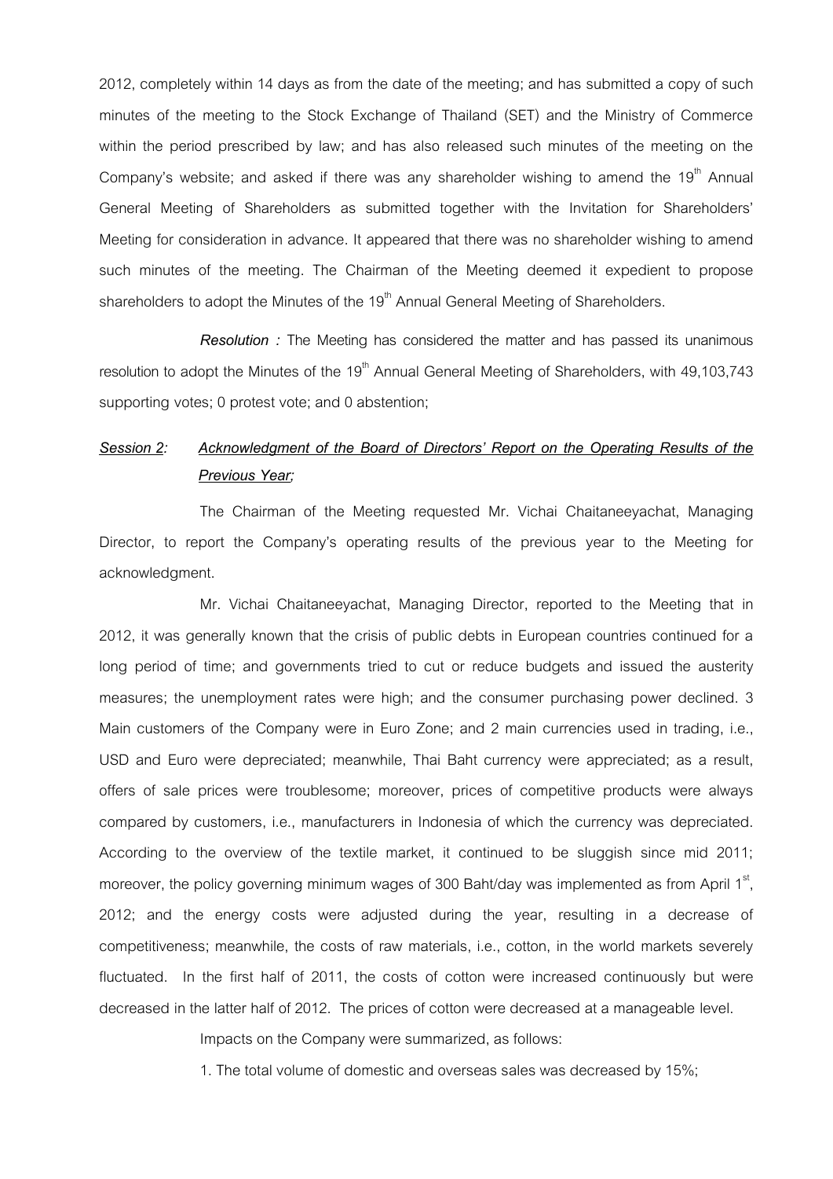2012, completely within 14 days as from the date of the meeting; and has submitted a copy of such minutes of the meeting to the Stock Exchange of Thailand (SET) and the Ministry of Commerce within the period prescribed by law; and has also released such minutes of the meeting on the Company's website; and asked if there was any shareholder wishing to amend the 19th Annual General Meeting of Shareholders as submitted together with the Invitation for Shareholders' Meeting for consideration in advance. It appeared that there was no shareholder wishing to amend such minutes of the meeting. The Chairman of the Meeting deemed it expedient to propose shareholders to adopt the Minutes of the 19th Annual General Meeting of Shareholders.

***Resolution :*** The Meeting has considered the matter and has passed its unanimous resolution to adopt the Minutes of the 19th Annual General Meeting of Shareholders, with 49,103,743 supporting votes; 0 protest vote; and 0 abstention;

***Session 2:*** ***Acknowledgment of the Board of Directors' Report on the Operating Results of the Previous Year;***

The Chairman of the Meeting requested Mr. Vichai Chaitaneeyachat, Managing Director, to report the Company's operating results of the previous year to the Meeting for acknowledgment.

Mr. Vichai Chaitaneeyachat, Managing Director, reported to the Meeting that in 2012, it was generally known that the crisis of public debts in European countries continued for a long period of time; and governments tried to cut or reduce budgets and issued the austerity measures; the unemployment rates were high; and the consumer purchasing power declined. 3 Main customers of the Company were in Euro Zone; and 2 main currencies used in trading, i.e., USD and Euro were depreciated; meanwhile, Thai Baht currency were appreciated; as a result, offers of sale prices were troublesome; moreover, prices of competitive products were always compared by customers, i.e., manufacturers in Indonesia of which the currency was depreciated. According to the overview of the textile market, it continued to be sluggish since mid 2011; moreover, the policy governing minimum wages of 300 Baht/day was implemented as from April 1st, 2012; and the energy costs were adjusted during the year, resulting in a decrease of competitiveness; meanwhile, the costs of raw materials, i.e., cotton, in the world markets severely fluctuated. In the first half of 2011, the costs of cotton were increased continuously but were decreased in the latter half of 2012. The prices of cotton were decreased at a manageable level.

Impacts on the Company were summarized, as follows:

1. The total volume of domestic and overseas sales was decreased by 15%;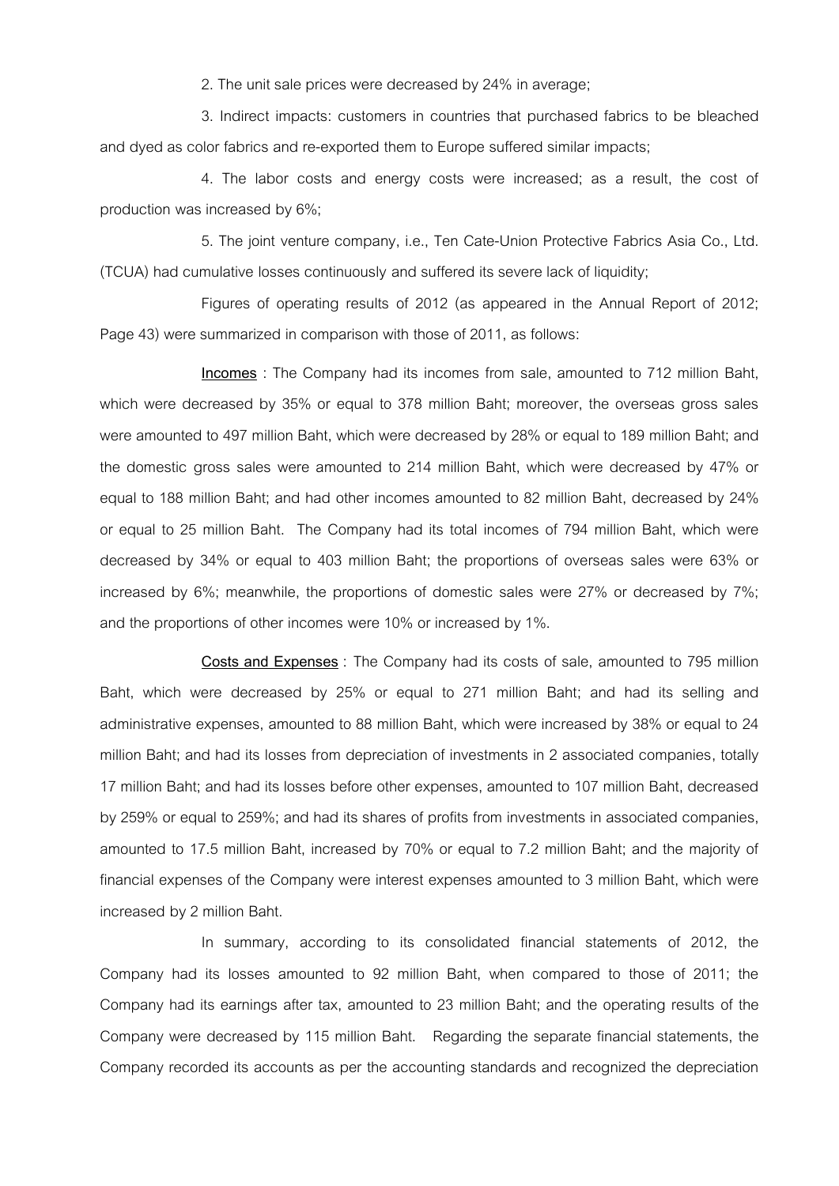2. The unit sale prices were decreased by 24% in average;

3. Indirect impacts: customers in countries that purchased fabrics to be bleached and dyed as color fabrics and re-exported them to Europe suffered similar impacts;

4. The labor costs and energy costs were increased; as a result, the cost of production was increased by 6%;

5. The joint venture company, i.e., Ten Cate-Union Protective Fabrics Asia Co., Ltd. (TCUA) had cumulative losses continuously and suffered its severe lack of liquidity;

Figures of operating results of 2012 (as appeared in the Annual Report of 2012; Page 43) were summarized in comparison with those of 2011, as follows:

**Incomes** : The Company had its incomes from sale, amounted to 712 million Baht, which were decreased by 35% or equal to 378 million Baht; moreover, the overseas gross sales were amounted to 497 million Baht, which were decreased by 28% or equal to 189 million Baht; and the domestic gross sales were amounted to 214 million Baht, which were decreased by 47% or equal to 188 million Baht; and had other incomes amounted to 82 million Baht, decreased by 24% or equal to 25 million Baht. The Company had its total incomes of 794 million Baht, which were decreased by 34% or equal to 403 million Baht; the proportions of overseas sales were 63% or increased by 6%; meanwhile, the proportions of domestic sales were 27% or decreased by 7%; and the proportions of other incomes were 10% or increased by 1%.

**Costs and Expenses** : The Company had its costs of sale, amounted to 795 million Baht, which were decreased by 25% or equal to 271 million Baht; and had its selling and administrative expenses, amounted to 88 million Baht, which were increased by 38% or equal to 24 million Baht; and had its losses from depreciation of investments in 2 associated companies, totally 17 million Baht; and had its losses before other expenses, amounted to 107 million Baht, decreased by 259% or equal to 259%; and had its shares of profits from investments in associated companies, amounted to 17.5 million Baht, increased by 70% or equal to 7.2 million Baht; and the majority of financial expenses of the Company were interest expenses amounted to 3 million Baht, which were increased by 2 million Baht.

In summary, according to its consolidated financial statements of 2012, the Company had its losses amounted to 92 million Baht, when compared to those of 2011; the Company had its earnings after tax, amounted to 23 million Baht; and the operating results of the Company were decreased by 115 million Baht. Regarding the separate financial statements, the Company recorded its accounts as per the accounting standards and recognized the depreciation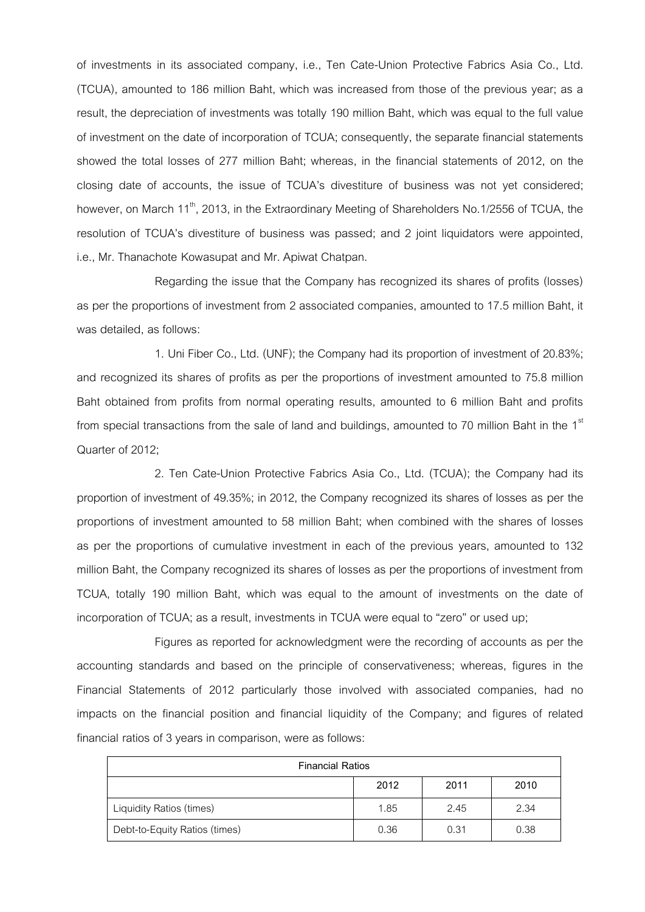of investments in its associated company, i.e., Ten Cate-Union Protective Fabrics Asia Co., Ltd. (TCUA), amounted to 186 million Baht, which was increased from those of the previous year; as a result, the depreciation of investments was totally 190 million Baht, which was equal to the full value of investment on the date of incorporation of TCUA; consequently, the separate financial statements showed the total losses of 277 million Baht; whereas, in the financial statements of 2012, on the closing date of accounts, the issue of TCUA's divestiture of business was not yet considered; however, on March 11th, 2013, in the Extraordinary Meeting of Shareholders No.1/2556 of TCUA, the resolution of TCUA's divestiture of business was passed; and 2 joint liquidators were appointed, i.e., Mr. Thanachote Kowasupat and Mr. Apiwat Chatpan.

Regarding the issue that the Company has recognized its shares of profits (losses) as per the proportions of investment from 2 associated companies, amounted to 17.5 million Baht, it was detailed, as follows:

1. Uni Fiber Co., Ltd. (UNF); the Company had its proportion of investment of 20.83%; and recognized its shares of profits as per the proportions of investment amounted to 75.8 million Baht obtained from profits from normal operating results, amounted to 6 million Baht and profits from special transactions from the sale of land and buildings, amounted to 70 million Baht in the 1st Quarter of 2012;

2. Ten Cate-Union Protective Fabrics Asia Co., Ltd. (TCUA); the Company had its proportion of investment of 49.35%; in 2012, the Company recognized its shares of losses as per the proportions of investment amounted to 58 million Baht; when combined with the shares of losses as per the proportions of cumulative investment in each of the previous years, amounted to 132 million Baht, the Company recognized its shares of losses as per the proportions of investment from TCUA, totally 190 million Baht, which was equal to the amount of investments on the date of incorporation of TCUA; as a result, investments in TCUA were equal to "zero" or used up;

Figures as reported for acknowledgment were the recording of accounts as per the accounting standards and based on the principle of conservativeness; whereas, figures in the Financial Statements of 2012 particularly those involved with associated companies, had no impacts on the financial position and financial liquidity of the Company; and figures of related financial ratios of 3 years in comparison, were as follows:

| Financial Ratios | | | |
|---|---|---|---|
| | 2012 | 2011 | 2010 |
| Liquidity Ratios (times) | 1.85 | 2.45 | 2.34 |
| Debt-to-Equity Ratios (times) | 0.36 | 0.31 | 0.38 |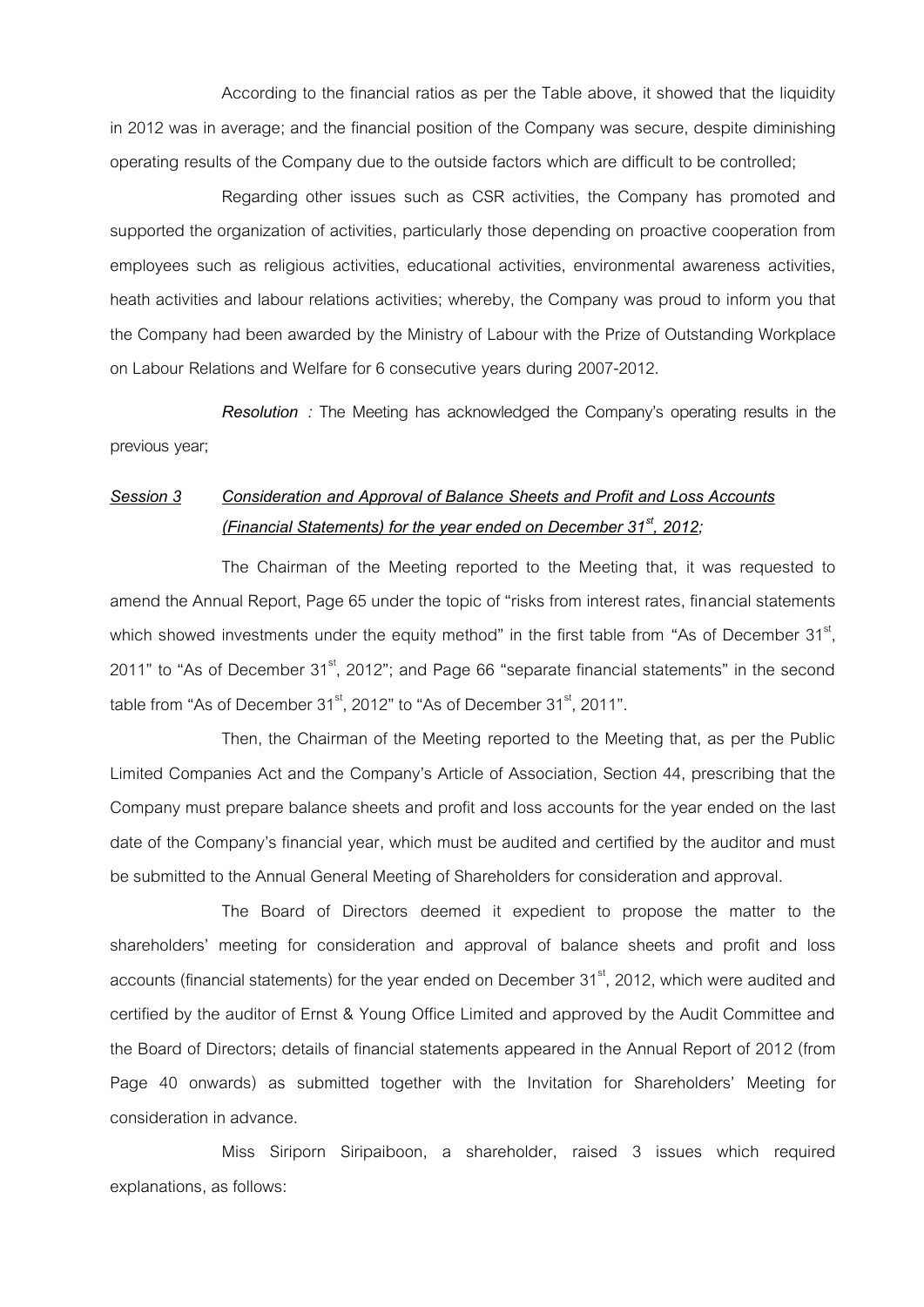According to the financial ratios as per the Table above, it showed that the liquidity in 2012 was in average; and the financial position of the Company was secure, despite diminishing operating results of the Company due to the outside factors which are difficult to be controlled;

Regarding other issues such as CSR activities, the Company has promoted and supported the organization of activities, particularly those depending on proactive cooperation from employees such as religious activities, educational activities, environmental awareness activities, heath activities and labour relations activities; whereby, the Company was proud to inform you that the Company had been awarded by the Ministry of Labour with the Prize of Outstanding Workplace on Labour Relations and Welfare for 6 consecutive years during 2007-2012.

***Resolution :*** The Meeting has acknowledged the Company's operating results in the previous year;

***<u>Session 3</u>*** ***<u>Consideration and Approval of Balance Sheets and Profit and Loss Accounts (Financial Statements) for the year ended on December 31st, 2012;</u>***

The Chairman of the Meeting reported to the Meeting that, it was requested to amend the Annual Report, Page 65 under the topic of "risks from interest rates, financial statements which showed investments under the equity method" in the first table from "As of December 31st, 2011" to "As of December 31st, 2012"; and Page 66 "separate financial statements" in the second table from "As of December 31st, 2012" to "As of December 31st, 2011".

Then, the Chairman of the Meeting reported to the Meeting that, as per the Public Limited Companies Act and the Company's Article of Association, Section 44, prescribing that the Company must prepare balance sheets and profit and loss accounts for the year ended on the last date of the Company's financial year, which must be audited and certified by the auditor and must be submitted to the Annual General Meeting of Shareholders for consideration and approval.

The Board of Directors deemed it expedient to propose the matter to the shareholders' meeting for consideration and approval of balance sheets and profit and loss accounts (financial statements) for the year ended on December 31st, 2012, which were audited and certified by the auditor of Ernst & Young Office Limited and approved by the Audit Committee and the Board of Directors; details of financial statements appeared in the Annual Report of 2012 (from Page 40 onwards) as submitted together with the Invitation for Shareholders' Meeting for consideration in advance.

Miss Siriporn Siripaiboon, a shareholder, raised 3 issues which required explanations, as follows: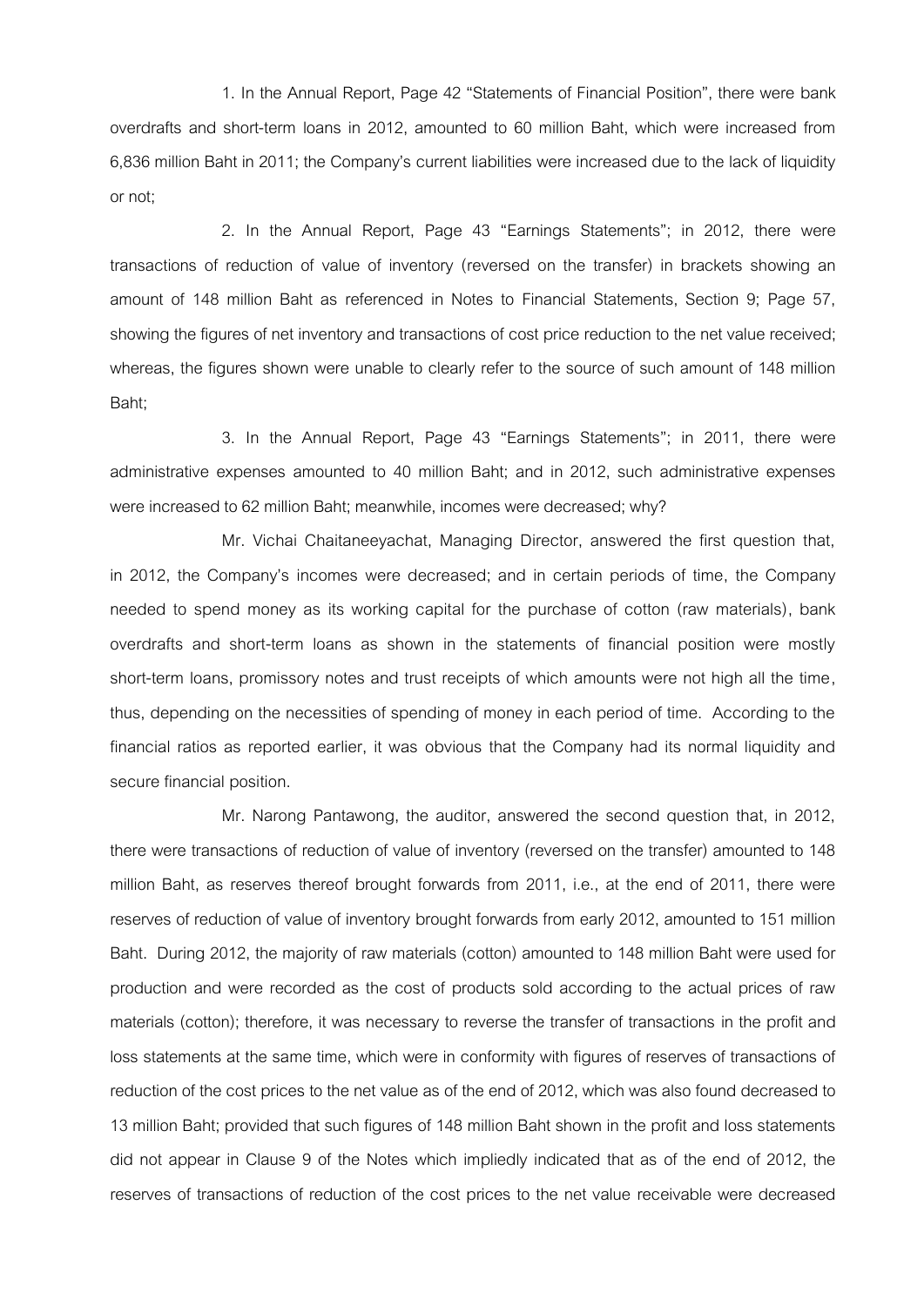1. In the Annual Report, Page 42 "Statements of Financial Position", there were bank overdrafts and short-term loans in 2012, amounted to 60 million Baht, which were increased from 6,836 million Baht in 2011; the Company's current liabilities were increased due to the lack of liquidity or not;

2. In the Annual Report, Page 43 "Earnings Statements"; in 2012, there were transactions of reduction of value of inventory (reversed on the transfer) in brackets showing an amount of 148 million Baht as referenced in Notes to Financial Statements, Section 9; Page 57, showing the figures of net inventory and transactions of cost price reduction to the net value received; whereas, the figures shown were unable to clearly refer to the source of such amount of 148 million Baht;

3. In the Annual Report, Page 43 "Earnings Statements"; in 2011, there were administrative expenses amounted to 40 million Baht; and in 2012, such administrative expenses were increased to 62 million Baht; meanwhile, incomes were decreased; why?

Mr. Vichai Chaitaneeyachat, Managing Director, answered the first question that, in 2012, the Company's incomes were decreased; and in certain periods of time, the Company needed to spend money as its working capital for the purchase of cotton (raw materials), bank overdrafts and short-term loans as shown in the statements of financial position were mostly short-term loans, promissory notes and trust receipts of which amounts were not high all the time, thus, depending on the necessities of spending of money in each period of time. According to the financial ratios as reported earlier, it was obvious that the Company had its normal liquidity and secure financial position.

Mr. Narong Pantawong, the auditor, answered the second question that, in 2012, there were transactions of reduction of value of inventory (reversed on the transfer) amounted to 148 million Baht, as reserves thereof brought forwards from 2011, i.e., at the end of 2011, there were reserves of reduction of value of inventory brought forwards from early 2012, amounted to 151 million Baht. During 2012, the majority of raw materials (cotton) amounted to 148 million Baht were used for production and were recorded as the cost of products sold according to the actual prices of raw materials (cotton); therefore, it was necessary to reverse the transfer of transactions in the profit and loss statements at the same time, which were in conformity with figures of reserves of transactions of reduction of the cost prices to the net value as of the end of 2012, which was also found decreased to 13 million Baht; provided that such figures of 148 million Baht shown in the profit and loss statements did not appear in Clause 9 of the Notes which impliedly indicated that as of the end of 2012, the reserves of transactions of reduction of the cost prices to the net value receivable were decreased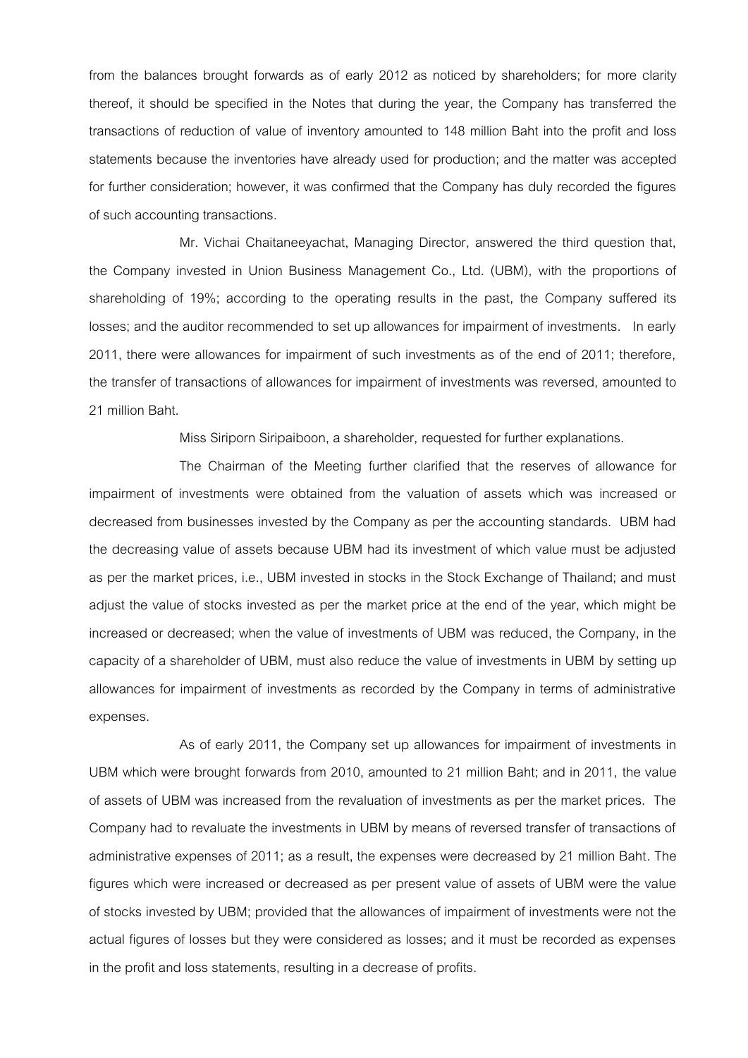from the balances brought forwards as of early 2012 as noticed by shareholders; for more clarity thereof, it should be specified in the Notes that during the year, the Company has transferred the transactions of reduction of value of inventory amounted to 148 million Baht into the profit and loss statements because the inventories have already used for production; and the matter was accepted for further consideration; however, it was confirmed that the Company has duly recorded the figures of such accounting transactions.

Mr. Vichai Chaitaneeyachat, Managing Director, answered the third question that, the Company invested in Union Business Management Co., Ltd. (UBM), with the proportions of shareholding of 19%; according to the operating results in the past, the Company suffered its losses; and the auditor recommended to set up allowances for impairment of investments. In early 2011, there were allowances for impairment of such investments as of the end of 2011; therefore, the transfer of transactions of allowances for impairment of investments was reversed, amounted to 21 million Baht.

Miss Siriporn Siripaiboon, a shareholder, requested for further explanations.

The Chairman of the Meeting further clarified that the reserves of allowance for impairment of investments were obtained from the valuation of assets which was increased or decreased from businesses invested by the Company as per the accounting standards. UBM had the decreasing value of assets because UBM had its investment of which value must be adjusted as per the market prices, i.e., UBM invested in stocks in the Stock Exchange of Thailand; and must adjust the value of stocks invested as per the market price at the end of the year, which might be increased or decreased; when the value of investments of UBM was reduced, the Company, in the capacity of a shareholder of UBM, must also reduce the value of investments in UBM by setting up allowances for impairment of investments as recorded by the Company in terms of administrative expenses.

As of early 2011, the Company set up allowances for impairment of investments in UBM which were brought forwards from 2010, amounted to 21 million Baht; and in 2011, the value of assets of UBM was increased from the revaluation of investments as per the market prices. The Company had to revaluate the investments in UBM by means of reversed transfer of transactions of administrative expenses of 2011; as a result, the expenses were decreased by 21 million Baht. The figures which were increased or decreased as per present value of assets of UBM were the value of stocks invested by UBM; provided that the allowances of impairment of investments were not the actual figures of losses but they were considered as losses; and it must be recorded as expenses in the profit and loss statements, resulting in a decrease of profits.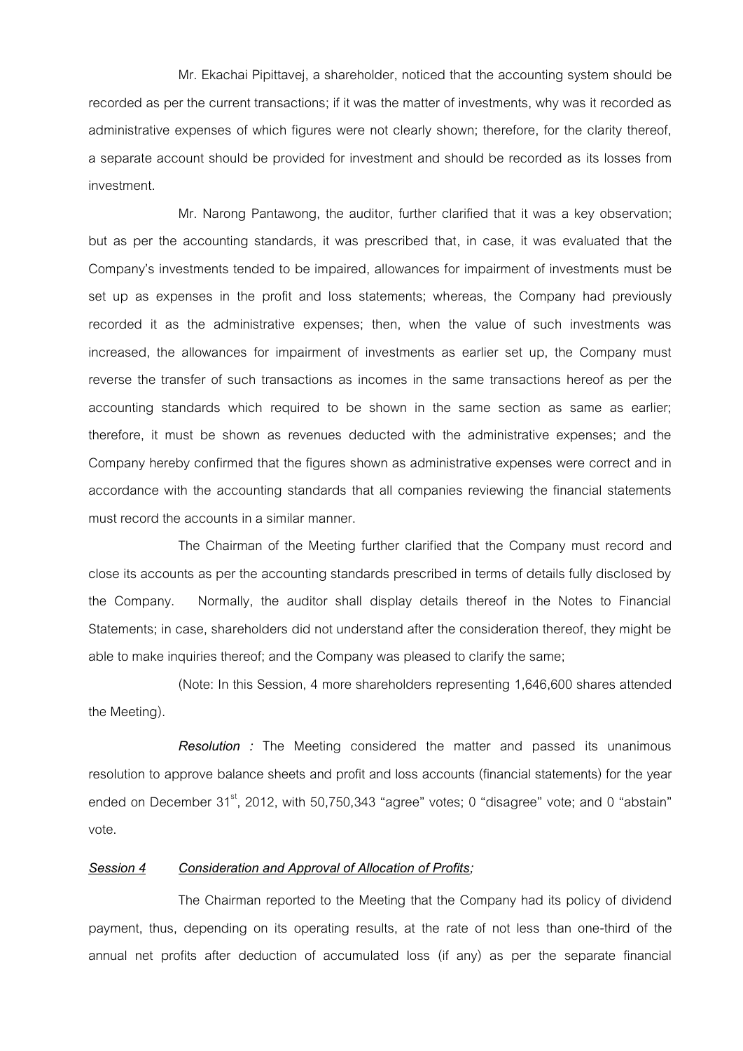Mr. Ekachai Pipittavej, a shareholder, noticed that the accounting system should be recorded as per the current transactions; if it was the matter of investments, why was it recorded as administrative expenses of which figures were not clearly shown; therefore, for the clarity thereof, a separate account should be provided for investment and should be recorded as its losses from investment.

Mr. Narong Pantawong, the auditor, further clarified that it was a key observation; but as per the accounting standards, it was prescribed that, in case, it was evaluated that the Company's investments tended to be impaired, allowances for impairment of investments must be set up as expenses in the profit and loss statements; whereas, the Company had previously recorded it as the administrative expenses; then, when the value of such investments was increased, the allowances for impairment of investments as earlier set up, the Company must reverse the transfer of such transactions as incomes in the same transactions hereof as per the accounting standards which required to be shown in the same section as same as earlier; therefore, it must be shown as revenues deducted with the administrative expenses; and the Company hereby confirmed that the figures shown as administrative expenses were correct and in accordance with the accounting standards that all companies reviewing the financial statements must record the accounts in a similar manner.

The Chairman of the Meeting further clarified that the Company must record and close its accounts as per the accounting standards prescribed in terms of details fully disclosed by the Company. Normally, the auditor shall display details thereof in the Notes to Financial Statements; in case, shareholders did not understand after the consideration thereof, they might be able to make inquiries thereof; and the Company was pleased to clarify the same;

(Note: In this Session, 4 more shareholders representing 1,646,600 shares attended the Meeting).

***Resolution :*** The Meeting considered the matter and passed its unanimous resolution to approve balance sheets and profit and loss accounts (financial statements) for the year ended on December 31st, 2012, with 50,750,343 "agree" votes; 0 "disagree" vote; and 0 "abstain" vote.

***<u>Session 4</u>*** ***<u>Consideration and Approval of Allocation of Profits</u>;***

The Chairman reported to the Meeting that the Company had its policy of dividend payment, thus, depending on its operating results, at the rate of not less than one-third of the annual net profits after deduction of accumulated loss (if any) as per the separate financial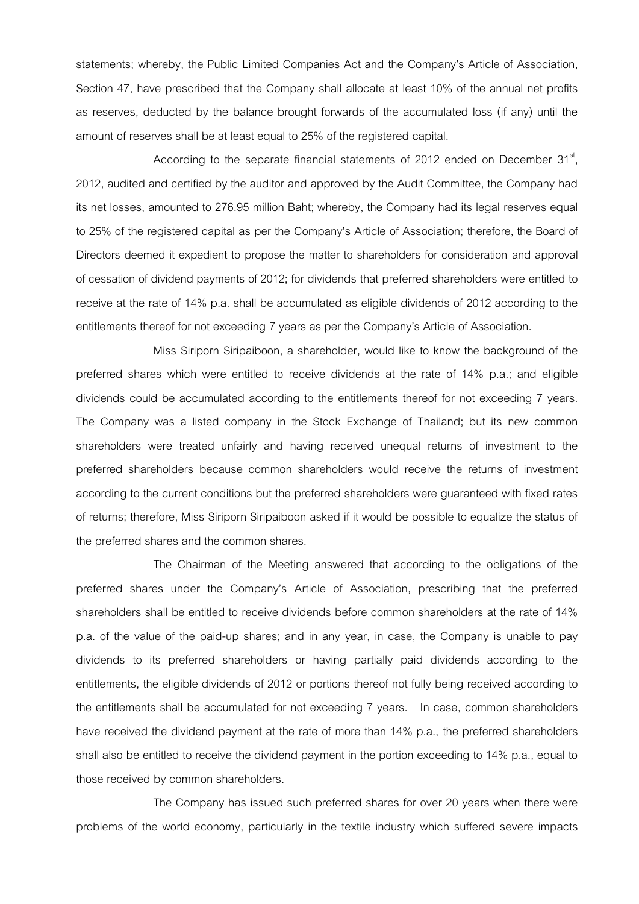statements; whereby, the Public Limited Companies Act and the Company's Article of Association, Section 47, have prescribed that the Company shall allocate at least 10% of the annual net profits as reserves, deducted by the balance brought forwards of the accumulated loss (if any) until the amount of reserves shall be at least equal to 25% of the registered capital.

According to the separate financial statements of 2012 ended on December 31st, 2012, audited and certified by the auditor and approved by the Audit Committee, the Company had its net losses, amounted to 276.95 million Baht; whereby, the Company had its legal reserves equal to 25% of the registered capital as per the Company's Article of Association; therefore, the Board of Directors deemed it expedient to propose the matter to shareholders for consideration and approval of cessation of dividend payments of 2012; for dividends that preferred shareholders were entitled to receive at the rate of 14% p.a. shall be accumulated as eligible dividends of 2012 according to the entitlements thereof for not exceeding 7 years as per the Company's Article of Association.

Miss Siriporn Siripaiboon, a shareholder, would like to know the background of the preferred shares which were entitled to receive dividends at the rate of 14% p.a.; and eligible dividends could be accumulated according to the entitlements thereof for not exceeding 7 years. The Company was a listed company in the Stock Exchange of Thailand; but its new common shareholders were treated unfairly and having received unequal returns of investment to the preferred shareholders because common shareholders would receive the returns of investment according to the current conditions but the preferred shareholders were guaranteed with fixed rates of returns; therefore, Miss Siriporn Siripaiboon asked if it would be possible to equalize the status of the preferred shares and the common shares.

The Chairman of the Meeting answered that according to the obligations of the preferred shares under the Company's Article of Association, prescribing that the preferred shareholders shall be entitled to receive dividends before common shareholders at the rate of 14% p.a. of the value of the paid-up shares; and in any year, in case, the Company is unable to pay dividends to its preferred shareholders or having partially paid dividends according to the entitlements, the eligible dividends of 2012 or portions thereof not fully being received according to the entitlements shall be accumulated for not exceeding 7 years. In case, common shareholders have received the dividend payment at the rate of more than 14% p.a., the preferred shareholders shall also be entitled to receive the dividend payment in the portion exceeding to 14% p.a., equal to those received by common shareholders.

The Company has issued such preferred shares for over 20 years when there were problems of the world economy, particularly in the textile industry which suffered severe impacts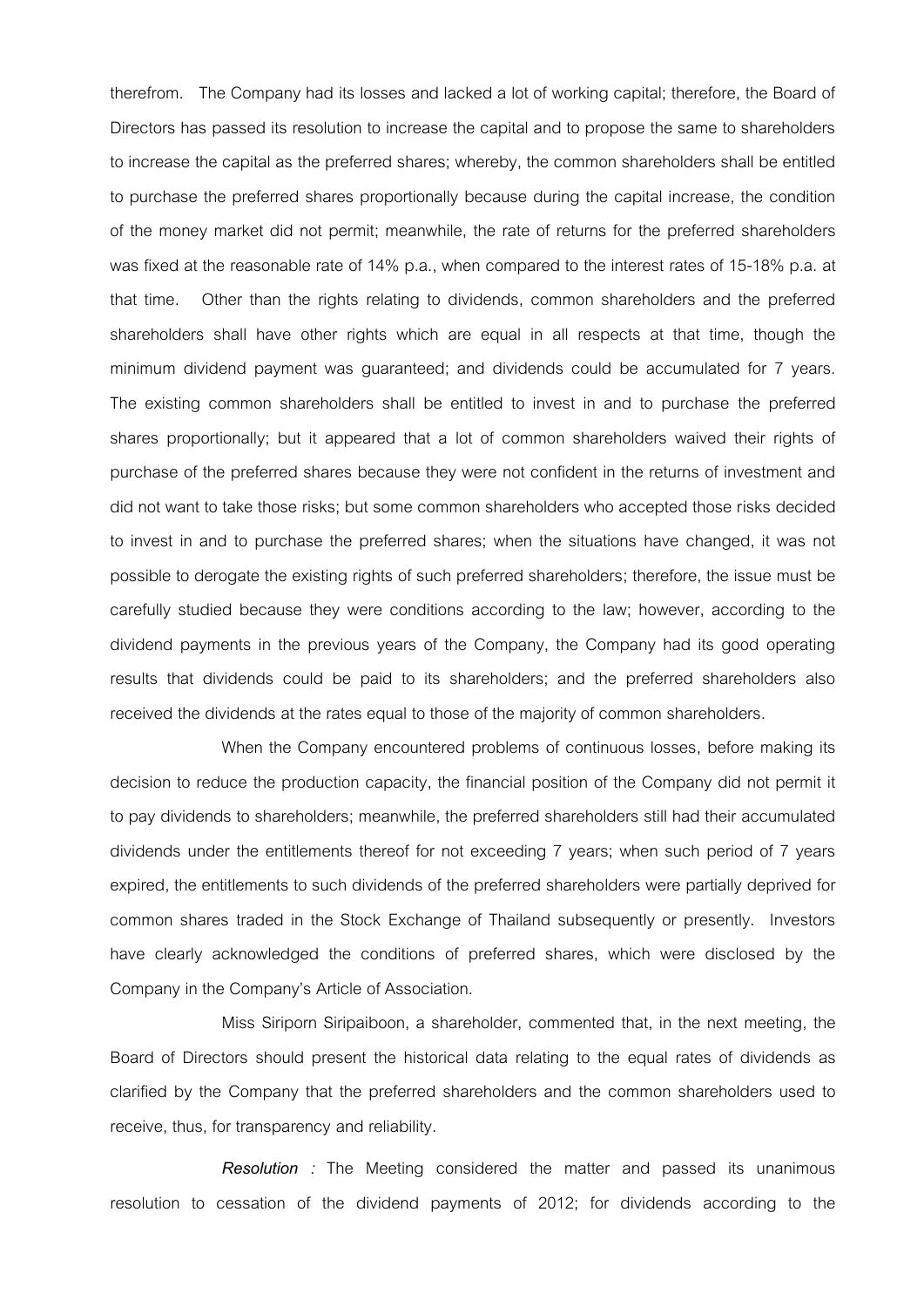therefrom. The Company had its losses and lacked a lot of working capital; therefore, the Board of Directors has passed its resolution to increase the capital and to propose the same to shareholders to increase the capital as the preferred shares; whereby, the common shareholders shall be entitled to purchase the preferred shares proportionally because during the capital increase, the condition of the money market did not permit; meanwhile, the rate of returns for the preferred shareholders was fixed at the reasonable rate of 14% p.a., when compared to the interest rates of 15-18% p.a. at that time. Other than the rights relating to dividends, common shareholders and the preferred shareholders shall have other rights which are equal in all respects at that time, though the minimum dividend payment was guaranteed; and dividends could be accumulated for 7 years. The existing common shareholders shall be entitled to invest in and to purchase the preferred shares proportionally; but it appeared that a lot of common shareholders waived their rights of purchase of the preferred shares because they were not confident in the returns of investment and did not want to take those risks; but some common shareholders who accepted those risks decided to invest in and to purchase the preferred shares; when the situations have changed, it was not possible to derogate the existing rights of such preferred shareholders; therefore, the issue must be carefully studied because they were conditions according to the law; however, according to the dividend payments in the previous years of the Company, the Company had its good operating results that dividends could be paid to its shareholders; and the preferred shareholders also received the dividends at the rates equal to those of the majority of common shareholders.

When the Company encountered problems of continuous losses, before making its decision to reduce the production capacity, the financial position of the Company did not permit it to pay dividends to shareholders; meanwhile, the preferred shareholders still had their accumulated dividends under the entitlements thereof for not exceeding 7 years; when such period of 7 years expired, the entitlements to such dividends of the preferred shareholders were partially deprived for common shares traded in the Stock Exchange of Thailand subsequently or presently. Investors have clearly acknowledged the conditions of preferred shares, which were disclosed by the Company in the Company's Article of Association.

Miss Siriporn Siripaiboon, a shareholder, commented that, in the next meeting, the Board of Directors should present the historical data relating to the equal rates of dividends as clarified by the Company that the preferred shareholders and the common shareholders used to receive, thus, for transparency and reliability.

***Resolution :*** The Meeting considered the matter and passed its unanimous resolution to cessation of the dividend payments of 2012; for dividends according to the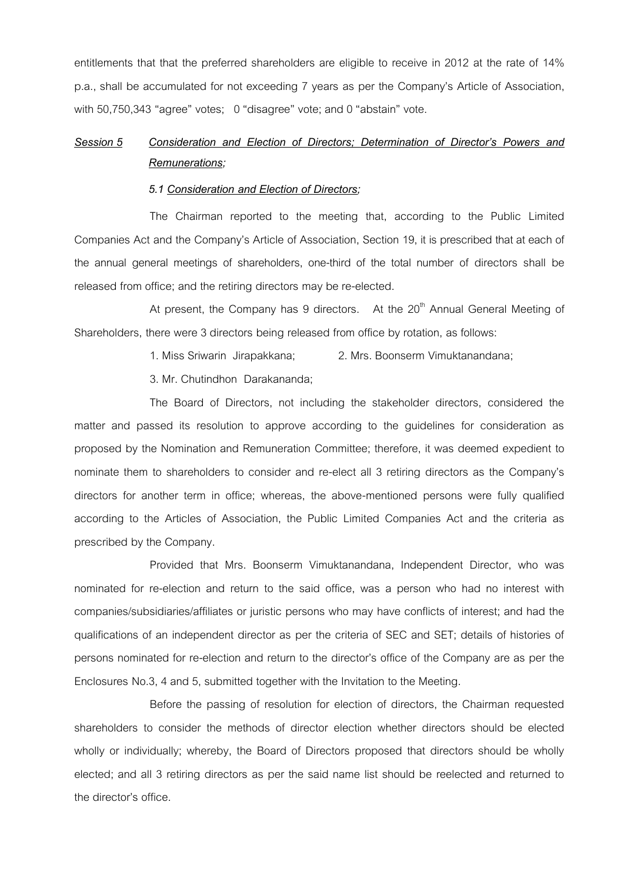entitlements that that the preferred shareholders are eligible to receive in 2012 at the rate of 14% p.a., shall be accumulated for not exceeding 7 years as per the Company's Article of Association, with 50,750,343 "agree" votes; 0 "disagree" vote; and 0 "abstain" vote.

***Session 5*** ***Consideration and Election of Directors; Determination of Director's Powers and Remunerations;***

***5.1 Consideration and Election of Directors;***

The Chairman reported to the meeting that, according to the Public Limited Companies Act and the Company's Article of Association, Section 19, it is prescribed that at each of the annual general meetings of shareholders, one-third of the total number of directors shall be released from office; and the retiring directors may be re-elected.

At present, the Company has 9 directors. At the 20th Annual General Meeting of Shareholders, there were 3 directors being released from office by rotation, as follows:

1. Miss Sriwarin Jirapakkana;
2. Mrs. Boonserm Vimuktanandana;
3. Mr. Chutindhon Darakananda;

The Board of Directors, not including the stakeholder directors, considered the matter and passed its resolution to approve according to the guidelines for consideration as proposed by the Nomination and Remuneration Committee; therefore, it was deemed expedient to nominate them to shareholders to consider and re-elect all 3 retiring directors as the Company's directors for another term in office; whereas, the above-mentioned persons were fully qualified according to the Articles of Association, the Public Limited Companies Act and the criteria as prescribed by the Company.

Provided that Mrs. Boonserm Vimuktanandana, Independent Director, who was nominated for re-election and return to the said office, was a person who had no interest with companies/subsidiaries/affiliates or juristic persons who may have conflicts of interest; and had the qualifications of an independent director as per the criteria of SEC and SET; details of histories of persons nominated for re-election and return to the director's office of the Company are as per the Enclosures No.3, 4 and 5, submitted together with the Invitation to the Meeting.

Before the passing of resolution for election of directors, the Chairman requested shareholders to consider the methods of director election whether directors should be elected wholly or individually; whereby, the Board of Directors proposed that directors should be wholly elected; and all 3 retiring directors as per the said name list should be reelected and returned to the director's office.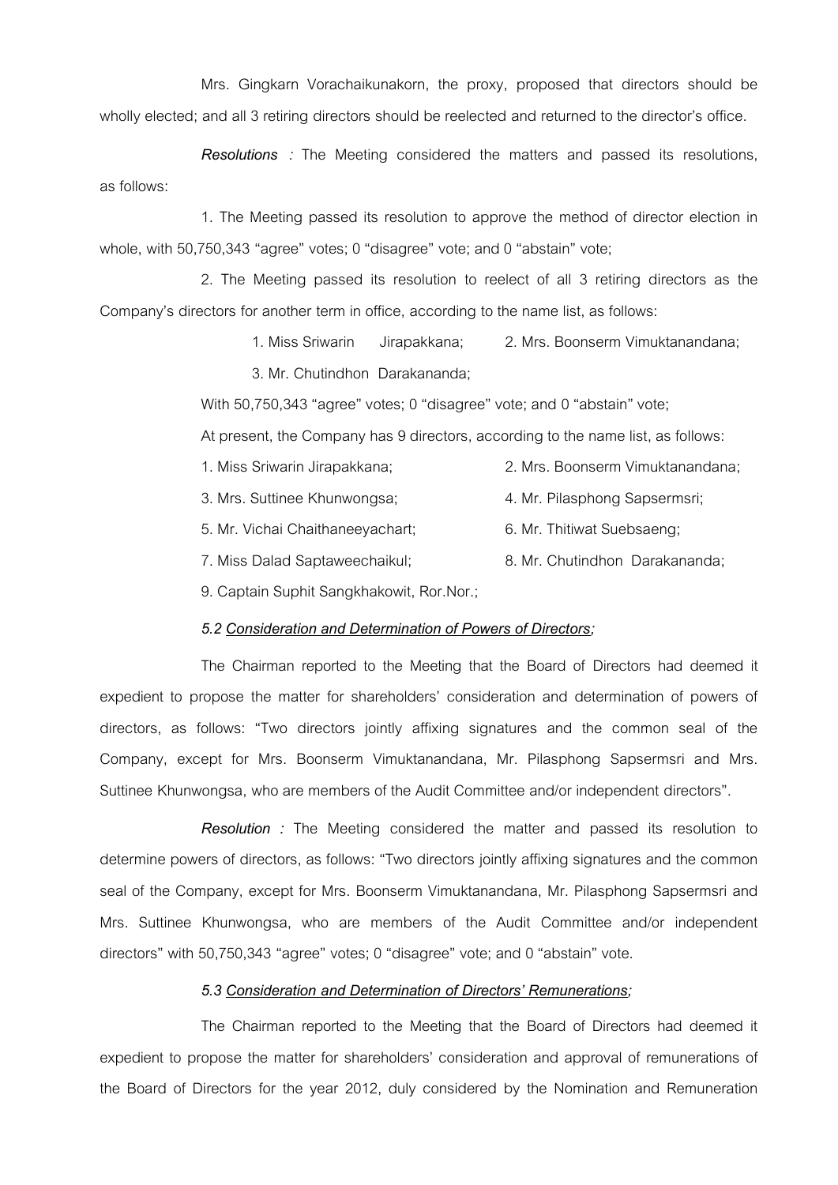Mrs. Gingkarn Vorachaikunakorn, the proxy, proposed that directors should be wholly elected; and all 3 retiring directors should be reelected and returned to the director's office.

***Resolutions :*** The Meeting considered the matters and passed its resolutions, as follows:

1. The Meeting passed its resolution to approve the method of director election in whole, with 50,750,343 "agree" votes; 0 "disagree" vote; and 0 "abstain" vote;

2. The Meeting passed its resolution to reelect of all 3 retiring directors as the Company's directors for another term in office, according to the name list, as follows:

1. Miss Sriwarin Jirapakkana; 2. Mrs. Boonserm Vimuktanandana;
3. Mr. Chutindhon Darakananda;

With 50,750,343 "agree" votes; 0 "disagree" vote; and 0 "abstain" vote;

At present, the Company has 9 directors, according to the name list, as follows:

1. Miss Sriwarin Jirapakkana;
2. Mrs. Boonserm Vimuktanandana;
3. Mrs. Suttinee Khunwongsa;
4. Mr. Pilasphong Sapsermsri;
5. Mr. Vichai Chaithaneeyachart;
6. Mr. Thitiwat Suebsaeng;
7. Miss Dalad Saptaweechaikul;
8. Mr. Chutindhon Darakananda;
9. Captain Suphit Sangkhakowit, Ror.Nor.;

***5.2 <u>Consideration and Determination of Powers of Directors</u>;***

The Chairman reported to the Meeting that the Board of Directors had deemed it expedient to propose the matter for shareholders' consideration and determination of powers of directors, as follows: "Two directors jointly affixing signatures and the common seal of the Company, except for Mrs. Boonserm Vimuktanandana, Mr. Pilasphong Sapsermsri and Mrs. Suttinee Khunwongsa, who are members of the Audit Committee and/or independent directors".

***Resolution :*** The Meeting considered the matter and passed its resolution to determine powers of directors, as follows: "Two directors jointly affixing signatures and the common seal of the Company, except for Mrs. Boonserm Vimuktanandana, Mr. Pilasphong Sapsermsri and Mrs. Suttinee Khunwongsa, who are members of the Audit Committee and/or independent directors" with 50,750,343 "agree" votes; 0 "disagree" vote; and 0 "abstain" vote.

***5.3 <u>Consideration and Determination of Directors' Remunerations</u>;***

The Chairman reported to the Meeting that the Board of Directors had deemed it expedient to propose the matter for shareholders' consideration and approval of remunerations of the Board of Directors for the year 2012, duly considered by the Nomination and Remuneration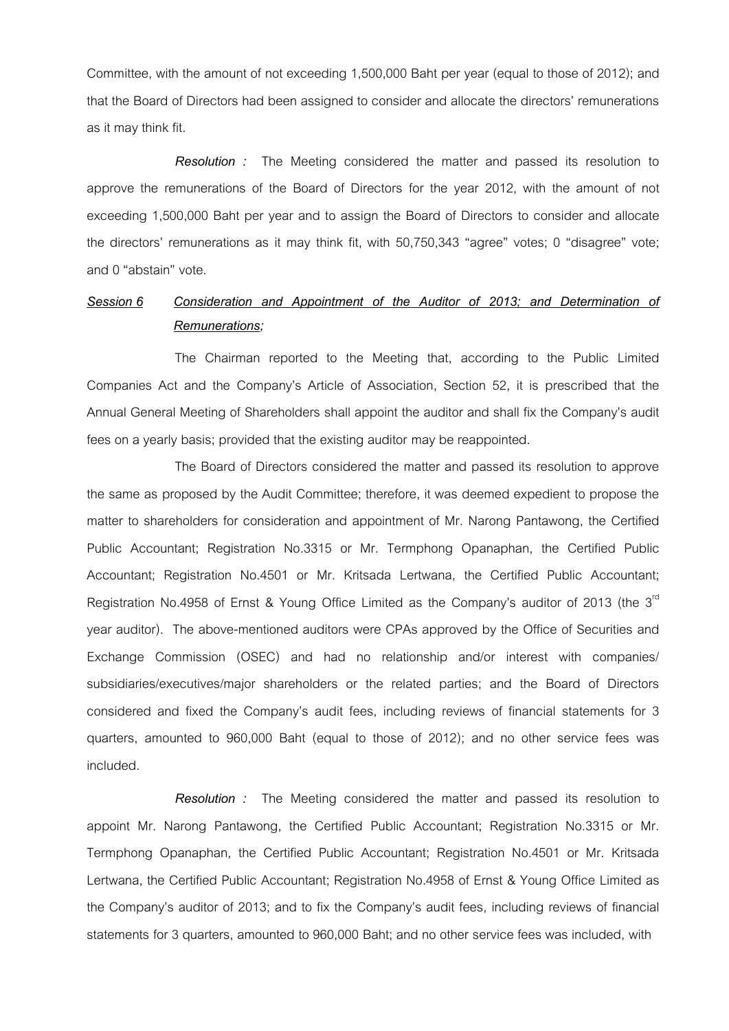Committee, with the amount of not exceeding 1,500,000 Baht per year (equal to those of 2012); and that the Board of Directors had been assigned to consider and allocate the directors' remunerations as it may think fit.

***Resolution :*** The Meeting considered the matter and passed its resolution to approve the remunerations of the Board of Directors for the year 2012, with the amount of not exceeding 1,500,000 Baht per year and to assign the Board of Directors to consider and allocate the directors' remunerations as it may think fit, with 50,750,343 "agree" votes; 0 "disagree" vote; and 0 "abstain" vote.

***<u>Session 6</u>*** ***<u>Consideration and Appointment of the Auditor of 2013; and Determination of Remunerations;</u>***

The Chairman reported to the Meeting that, according to the Public Limited Companies Act and the Company's Article of Association, Section 52, it is prescribed that the Annual General Meeting of Shareholders shall appoint the auditor and shall fix the Company's audit fees on a yearly basis; provided that the existing auditor may be reappointed.

The Board of Directors considered the matter and passed its resolution to approve the same as proposed by the Audit Committee; therefore, it was deemed expedient to propose the matter to shareholders for consideration and appointment of Mr. Narong Pantawong, the Certified Public Accountant; Registration No.3315 or Mr. Termphong Opanaphan, the Certified Public Accountant; Registration No.4501 or Mr. Kritsada Lertwana, the Certified Public Accountant; Registration No.4958 of Ernst & Young Office Limited as the Company's auditor of 2013 (the 3rd year auditor). The above-mentioned auditors were CPAs approved by the Office of Securities and Exchange Commission (OSEC) and had no relationship and/or interest with companies/ subsidiaries/executives/major shareholders or the related parties; and the Board of Directors considered and fixed the Company's audit fees, including reviews of financial statements for 3 quarters, amounted to 960,000 Baht (equal to those of 2012); and no other service fees was included.

***Resolution :*** The Meeting considered the matter and passed its resolution to appoint Mr. Narong Pantawong, the Certified Public Accountant; Registration No.3315 or Mr. Termphong Opanaphan, the Certified Public Accountant; Registration No.4501 or Mr. Kritsada Lertwana, the Certified Public Accountant; Registration No.4958 of Ernst & Young Office Limited as the Company's auditor of 2013; and to fix the Company's audit fees, including reviews of financial statements for 3 quarters, amounted to 960,000 Baht; and no other service fees was included, with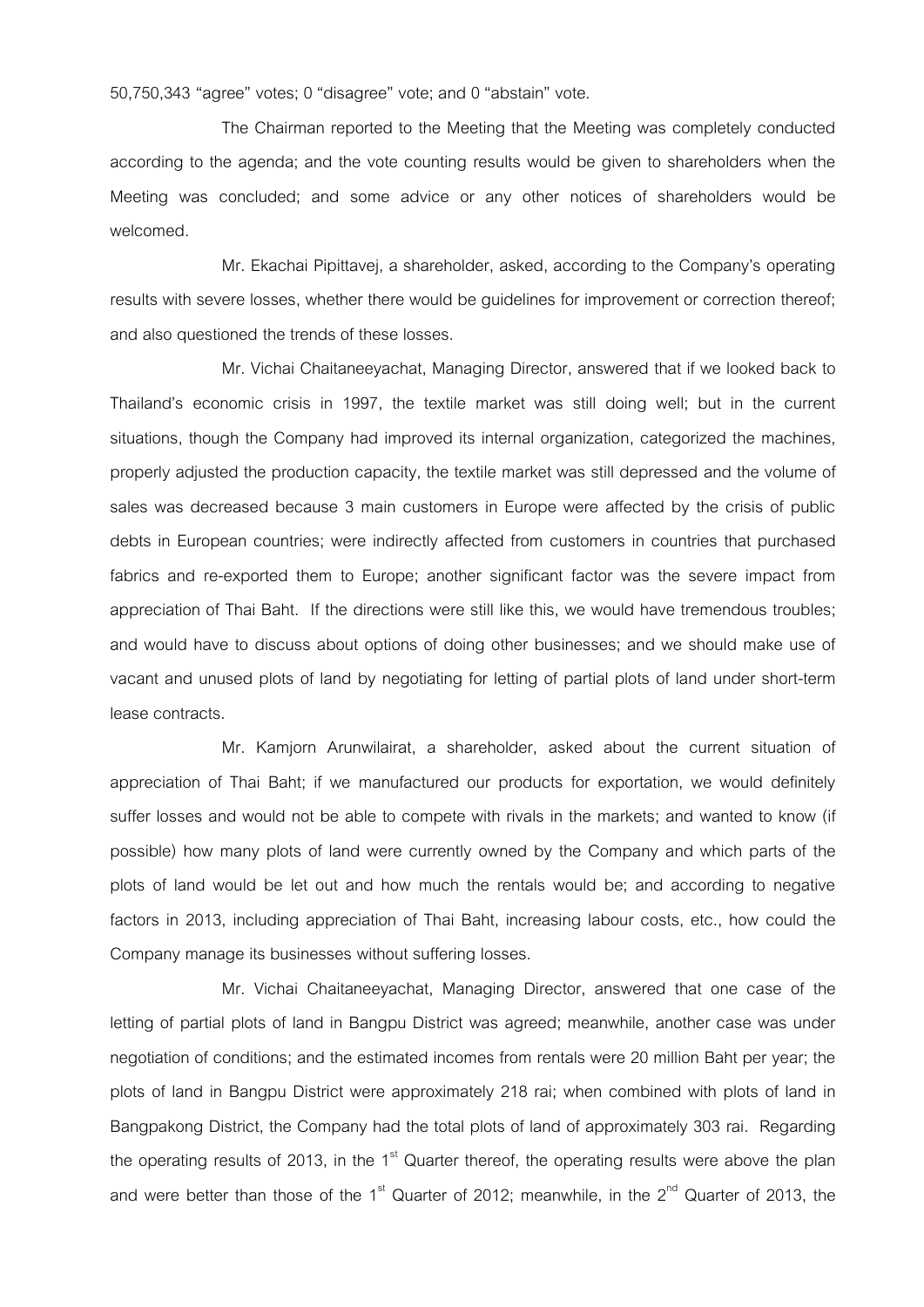50,750,343 “agree” votes; 0 “disagree” vote; and 0 “abstain” vote.

The Chairman reported to the Meeting that the Meeting was completely conducted according to the agenda; and the vote counting results would be given to shareholders when the Meeting was concluded; and some advice or any other notices of shareholders would be welcomed.

Mr. Ekachai Pipittavej, a shareholder, asked, according to the Company’s operating results with severe losses, whether there would be guidelines for improvement or correction thereof; and also questioned the trends of these losses.

Mr. Vichai Chaitaneeyachat, Managing Director, answered that if we looked back to Thailand’s economic crisis in 1997, the textile market was still doing well; but in the current situations, though the Company had improved its internal organization, categorized the machines, properly adjusted the production capacity, the textile market was still depressed and the volume of sales was decreased because 3 main customers in Europe were affected by the crisis of public debts in European countries; were indirectly affected from customers in countries that purchased fabrics and re-exported them to Europe; another significant factor was the severe impact from appreciation of Thai Baht. If the directions were still like this, we would have tremendous troubles; and would have to discuss about options of doing other businesses; and we should make use of vacant and unused plots of land by negotiating for letting of partial plots of land under short-term lease contracts.

Mr. Kamjorn Arunwilairat, a shareholder, asked about the current situation of appreciation of Thai Baht; if we manufactured our products for exportation, we would definitely suffer losses and would not be able to compete with rivals in the markets; and wanted to know (if possible) how many plots of land were currently owned by the Company and which parts of the plots of land would be let out and how much the rentals would be; and according to negative factors in 2013, including appreciation of Thai Baht, increasing labour costs, etc., how could the Company manage its businesses without suffering losses.

Mr. Vichai Chaitaneeyachat, Managing Director, answered that one case of the letting of partial plots of land in Bangpu District was agreed; meanwhile, another case was under negotiation of conditions; and the estimated incomes from rentals were 20 million Baht per year; the plots of land in Bangpu District were approximately 218 rai; when combined with plots of land in Bangpakong District, the Company had the total plots of land of approximately 303 rai. Regarding the operating results of 2013, in the 1st Quarter thereof, the operating results were above the plan and were better than those of the 1st Quarter of 2012; meanwhile, in the 2nd Quarter of 2013, the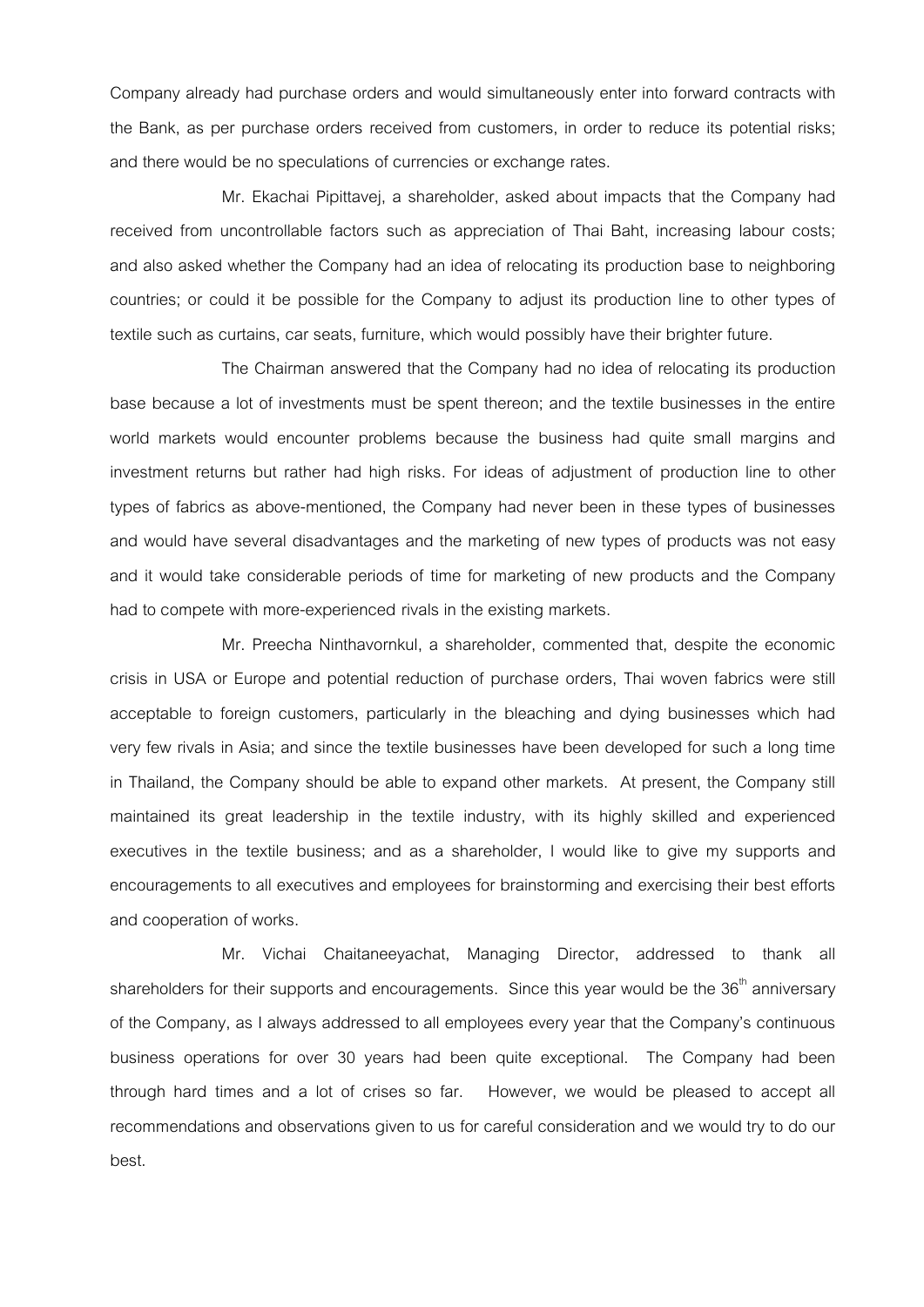Company already had purchase orders and would simultaneously enter into forward contracts with the Bank, as per purchase orders received from customers, in order to reduce its potential risks; and there would be no speculations of currencies or exchange rates.

Mr. Ekachai Pipittavej, a shareholder, asked about impacts that the Company had received from uncontrollable factors such as appreciation of Thai Baht, increasing labour costs; and also asked whether the Company had an idea of relocating its production base to neighboring countries; or could it be possible for the Company to adjust its production line to other types of textile such as curtains, car seats, furniture, which would possibly have their brighter future.

The Chairman answered that the Company had no idea of relocating its production base because a lot of investments must be spent thereon; and the textile businesses in the entire world markets would encounter problems because the business had quite small margins and investment returns but rather had high risks. For ideas of adjustment of production line to other types of fabrics as above-mentioned, the Company had never been in these types of businesses and would have several disadvantages and the marketing of new types of products was not easy and it would take considerable periods of time for marketing of new products and the Company had to compete with more-experienced rivals in the existing markets.

Mr. Preecha Ninthavornkul, a shareholder, commented that, despite the economic crisis in USA or Europe and potential reduction of purchase orders, Thai woven fabrics were still acceptable to foreign customers, particularly in the bleaching and dying businesses which had very few rivals in Asia; and since the textile businesses have been developed for such a long time in Thailand, the Company should be able to expand other markets. At present, the Company still maintained its great leadership in the textile industry, with its highly skilled and experienced executives in the textile business; and as a shareholder, I would like to give my supports and encouragements to all executives and employees for brainstorming and exercising their best efforts and cooperation of works.

Mr. Vichai Chaitaneeyachat, Managing Director, addressed to thank all shareholders for their supports and encouragements. Since this year would be the 36th anniversary of the Company, as I always addressed to all employees every year that the Company's continuous business operations for over 30 years had been quite exceptional. The Company had been through hard times and a lot of crises so far. However, we would be pleased to accept all recommendations and observations given to us for careful consideration and we would try to do our best.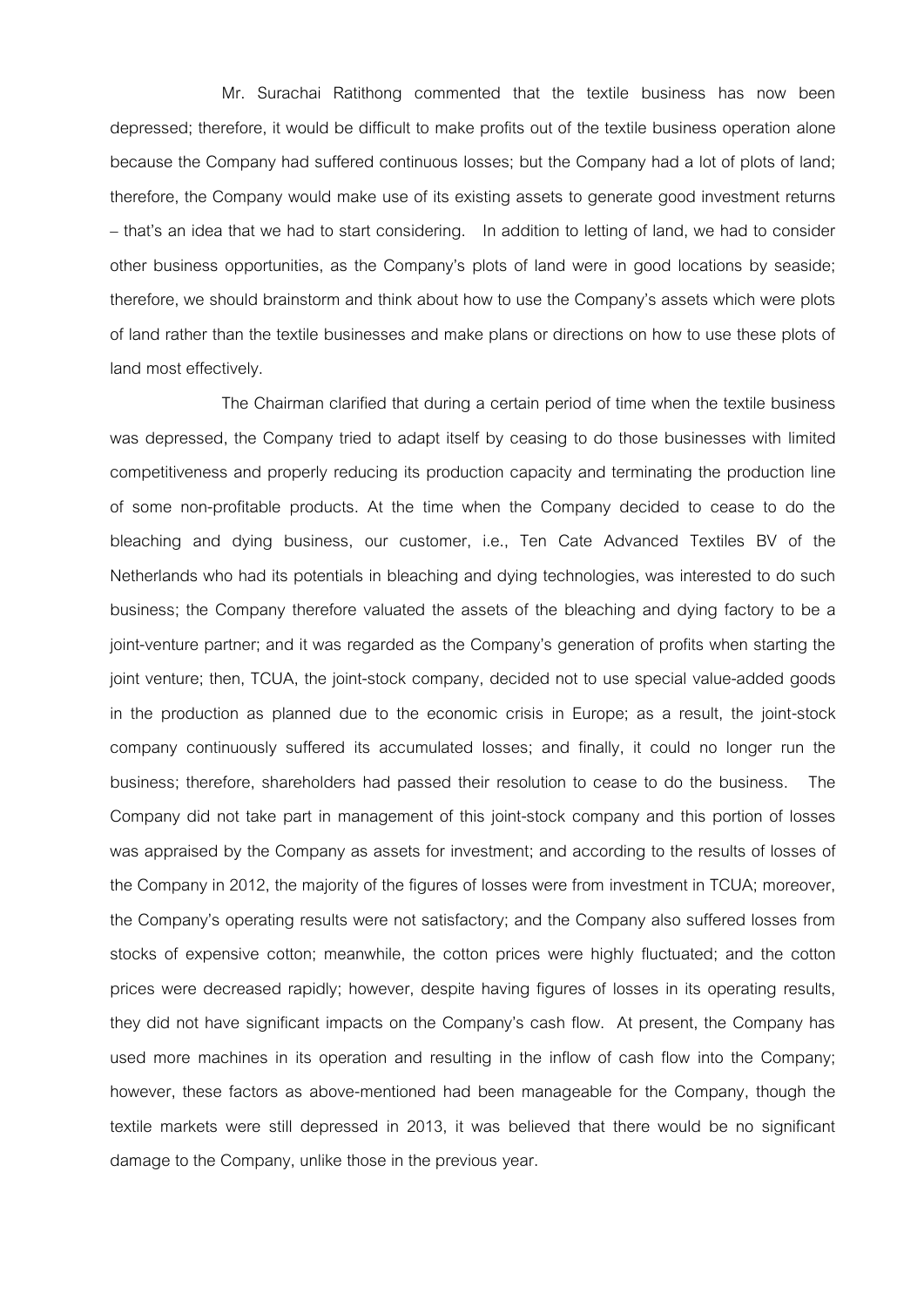Mr. Surachai Ratithong commented that the textile business has now been depressed; therefore, it would be difficult to make profits out of the textile business operation alone because the Company had suffered continuous losses; but the Company had a lot of plots of land; therefore, the Company would make use of its existing assets to generate good investment returns – that's an idea that we had to start considering. In addition to letting of land, we had to consider other business opportunities, as the Company's plots of land were in good locations by seaside; therefore, we should brainstorm and think about how to use the Company's assets which were plots of land rather than the textile businesses and make plans or directions on how to use these plots of land most effectively.

The Chairman clarified that during a certain period of time when the textile business was depressed, the Company tried to adapt itself by ceasing to do those businesses with limited competitiveness and properly reducing its production capacity and terminating the production line of some non-profitable products. At the time when the Company decided to cease to do the bleaching and dying business, our customer, i.e., Ten Cate Advanced Textiles BV of the Netherlands who had its potentials in bleaching and dying technologies, was interested to do such business; the Company therefore valuated the assets of the bleaching and dying factory to be a joint-venture partner; and it was regarded as the Company's generation of profits when starting the joint venture; then, TCUA, the joint-stock company, decided not to use special value-added goods in the production as planned due to the economic crisis in Europe; as a result, the joint-stock company continuously suffered its accumulated losses; and finally, it could no longer run the business; therefore, shareholders had passed their resolution to cease to do the business. The Company did not take part in management of this joint-stock company and this portion of losses was appraised by the Company as assets for investment; and according to the results of losses of the Company in 2012, the majority of the figures of losses were from investment in TCUA; moreover, the Company's operating results were not satisfactory; and the Company also suffered losses from stocks of expensive cotton; meanwhile, the cotton prices were highly fluctuated; and the cotton prices were decreased rapidly; however, despite having figures of losses in its operating results, they did not have significant impacts on the Company's cash flow. At present, the Company has used more machines in its operation and resulting in the inflow of cash flow into the Company; however, these factors as above-mentioned had been manageable for the Company, though the textile markets were still depressed in 2013, it was believed that there would be no significant damage to the Company, unlike those in the previous year.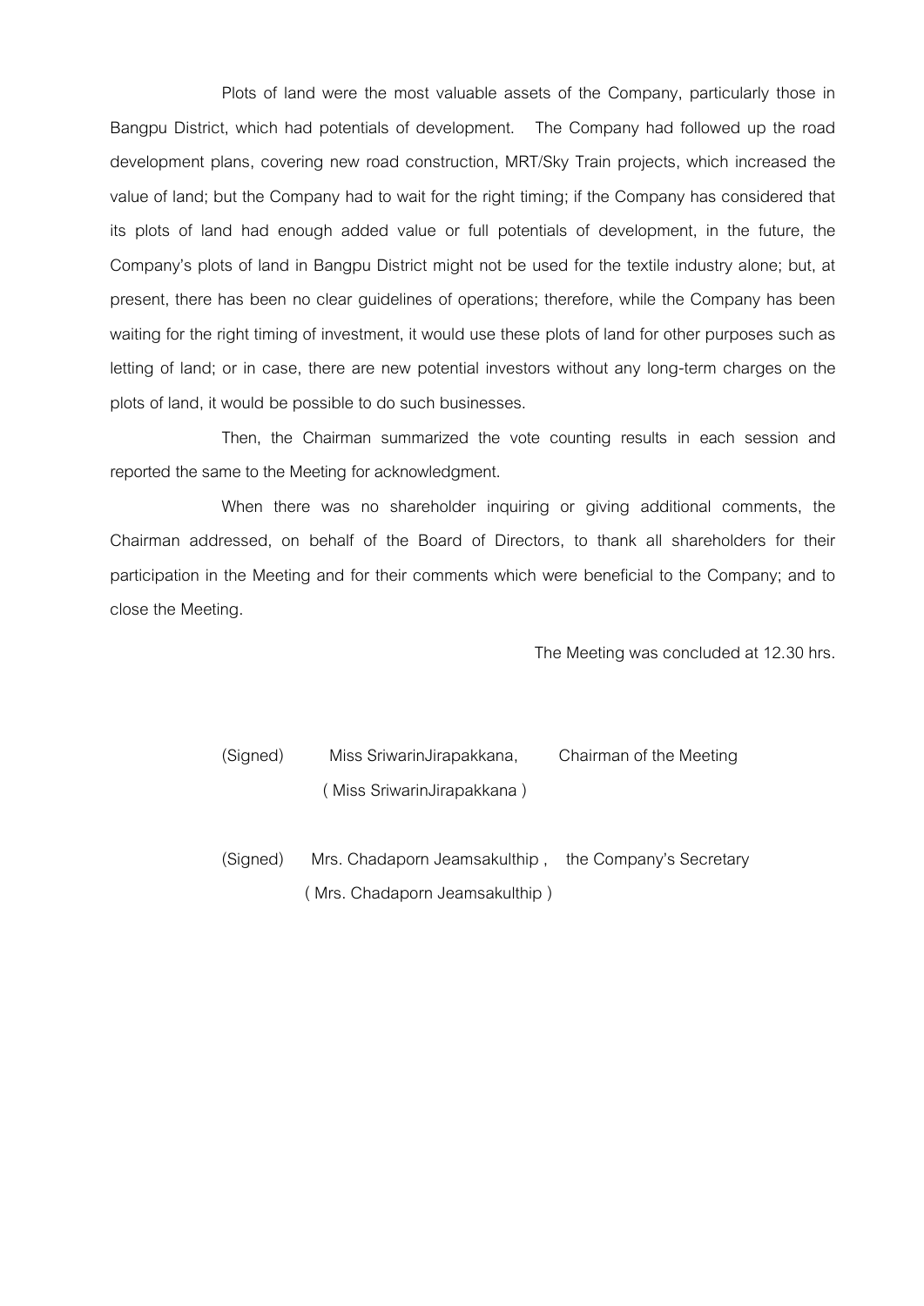Plots of land were the most valuable assets of the Company, particularly those in Bangpu District, which had potentials of development. The Company had followed up the road development plans, covering new road construction, MRT/Sky Train projects, which increased the value of land; but the Company had to wait for the right timing; if the Company has considered that its plots of land had enough added value or full potentials of development, in the future, the Company's plots of land in Bangpu District might not be used for the textile industry alone; but, at present, there has been no clear guidelines of operations; therefore, while the Company has been waiting for the right timing of investment, it would use these plots of land for other purposes such as letting of land; or in case, there are new potential investors without any long-term charges on the plots of land, it would be possible to do such businesses.

Then, the Chairman summarized the vote counting results in each session and reported the same to the Meeting for acknowledgment.

When there was no shareholder inquiring or giving additional comments, the Chairman addressed, on behalf of the Board of Directors, to thank all shareholders for their participation in the Meeting and for their comments which were beneficial to the Company; and to close the Meeting.

The Meeting was concluded at 12.30 hrs.

(Signed) Miss SriwarinJirapakkana, Chairman of the Meeting
( Miss SriwarinJirapakkana )

(Signed) Mrs. Chadaporn Jeamsakulthip , the Company's Secretary
( Mrs. Chadaporn Jeamsakulthip )